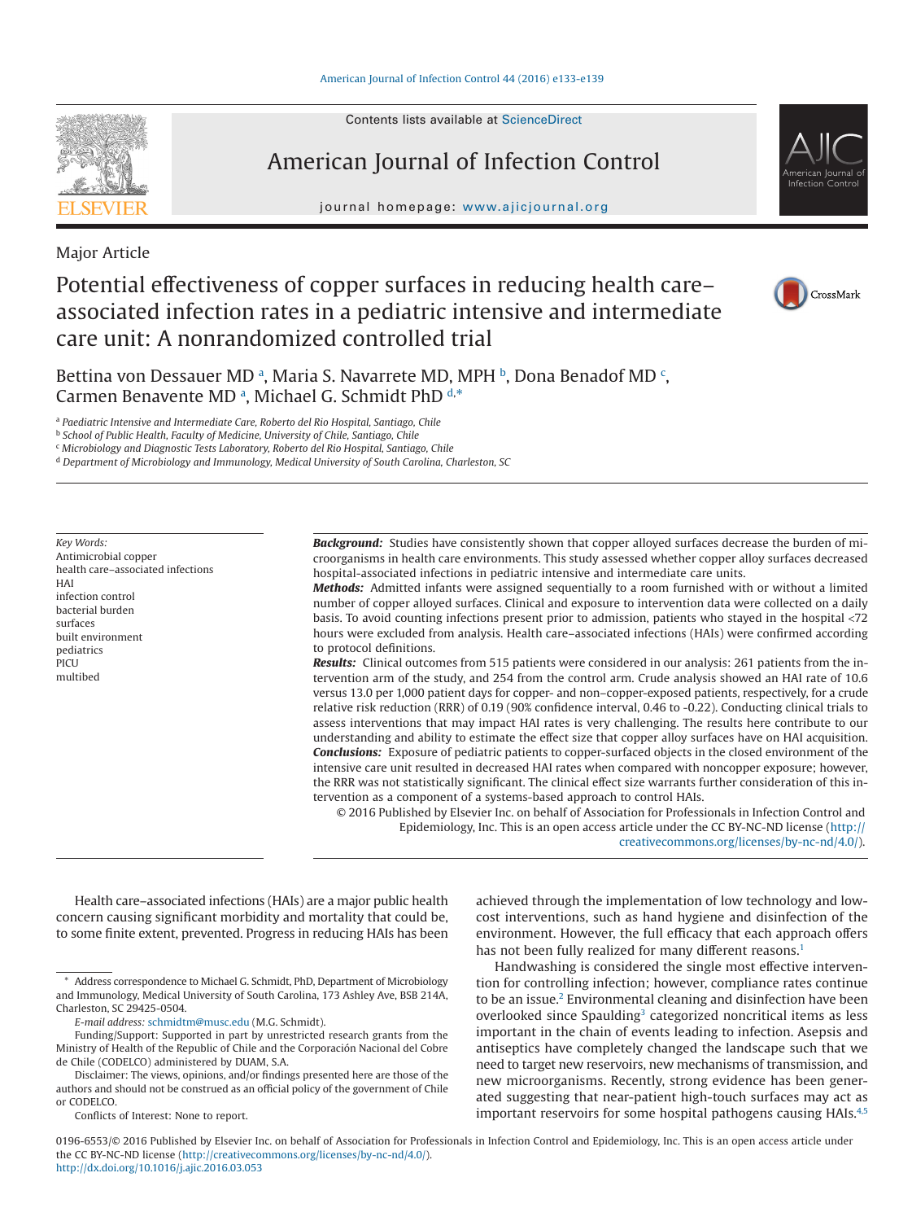Major Article

# Potential effectiveness of copper surfaces in reducing health care–associated infection rates in a pediatric intensive and intermediate care unit: A nonrandomized controlled trial

Bettina von Dessauer MD [a], Maria S. Navarrete MD, MPH [b], Dona Benadof MD [c], Carmen Benavente MD [a], Michael G. Schmidt PhD [d,*]

[a] *Paediatric Intensive and Intermediate Care, Roberto del Rio Hospital, Santiago, Chile*
[b] *School of Public Health, Faculty of Medicine, University of Chile, Santiago, Chile*
[c] *Microbiology and Diagnostic Tests Laboratory, Roberto del Rio Hospital, Santiago, Chile*
[d] *Department of Microbiology and Immunology, Medical University of South Carolina, Charleston, SC*

*Key Words:*
Antimicrobial copper
health care–associated infections
HAI
infection control
bacterial burden
surfaces
built environment
pediatrics
PICU
multibed

***Background:*** Studies have consistently shown that copper alloyed surfaces decrease the burden of microorganisms in health care environments. This study assessed whether copper alloy surfaces decreased hospital-associated infections in pediatric intensive and intermediate care units.

***Methods:*** Admitted infants were assigned sequentially to a room furnished with or without a limited number of copper alloyed surfaces. Clinical and exposure to intervention data were collected on a daily basis. To avoid counting infections present prior to admission, patients who stayed in the hospital <72 hours were excluded from analysis. Health care–associated infections (HAIs) were confirmed according to protocol definitions.

***Results:*** Clinical outcomes from 515 patients were considered in our analysis: 261 patients from the intervention arm of the study, and 254 from the control arm. Crude analysis showed an HAI rate of 10.6 versus 13.0 per 1,000 patient days for copper- and non–copper-exposed patients, respectively, for a crude relative risk reduction (RRR) of 0.19 (90% confidence interval, 0.46 to -0.22). Conducting clinical trials to assess interventions that may impact HAI rates is very challenging. The results here contribute to our understanding and ability to estimate the effect size that copper alloy surfaces have on HAI acquisition.

***Conclusions:*** Exposure of pediatric patients to copper-surfaced objects in the closed environment of the intensive care unit resulted in decreased HAI rates when compared with noncopper exposure; however, the RRR was not statistically significant. The clinical effect size warrants further consideration of this intervention as a component of a systems-based approach to control HAIs.

© 2016 Published by Elsevier Inc. on behalf of Association for Professionals in Infection Control and Epidemiology, Inc. This is an open access article under the CC BY-NC-ND license (http://creativecommons.org/licenses/by-nc-nd/4.0/).

Health care–associated infections (HAIs) are a major public health concern causing significant morbidity and mortality that could be, to some finite extent, prevented. Progress in reducing HAIs has been achieved through the implementation of low technology and low-cost interventions, such as hand hygiene and disinfection of the environment. However, the full efficacy that each approach offers has not been fully realized for many different reasons.[1]

Handwashing is considered the single most effective intervention for controlling infection; however, compliance rates continue to be an issue.[2] Environmental cleaning and disinfection have been overlooked since Spaulding[3] categorized noncritical items as less important in the chain of events leading to infection. Asepsis and antiseptics have completely changed the landscape such that we need to target new reservoirs, new mechanisms of transmission, and new microorganisms. Recently, strong evidence has been generated suggesting that near-patient high-touch surfaces may act as important reservoirs for some hospital pathogens causing HAIs.[4,5]

\* Address correspondence to Michael G. Schmidt, PhD, Department of Microbiology and Immunology, Medical University of South Carolina, 173 Ashley Ave, BSB 214A, Charleston, SC 29425-0504.

*E-mail address:* schmidtm@musc.edu (M.G. Schmidt).

Funding/Support: Supported in part by unrestricted research grants from the Ministry of Health of the Republic of Chile and the Corporación Nacional del Cobre de Chile (CODELCO) administered by DUAM, S.A.

Disclaimer: The views, opinions, and/or findings presented here are those of the authors and should not be construed as an official policy of the government of Chile or CODELCO.

Conflicts of Interest: None to report.

0196-6553/© 2016 Published by Elsevier Inc. on behalf of Association for Professionals in Infection Control and Epidemiology, Inc. This is an open access article under the CC BY-NC-ND license (http://creativecommons.org/licenses/by-nc-nd/4.0/).
http://dx.doi.org/10.1016/j.ajic.2016.03.053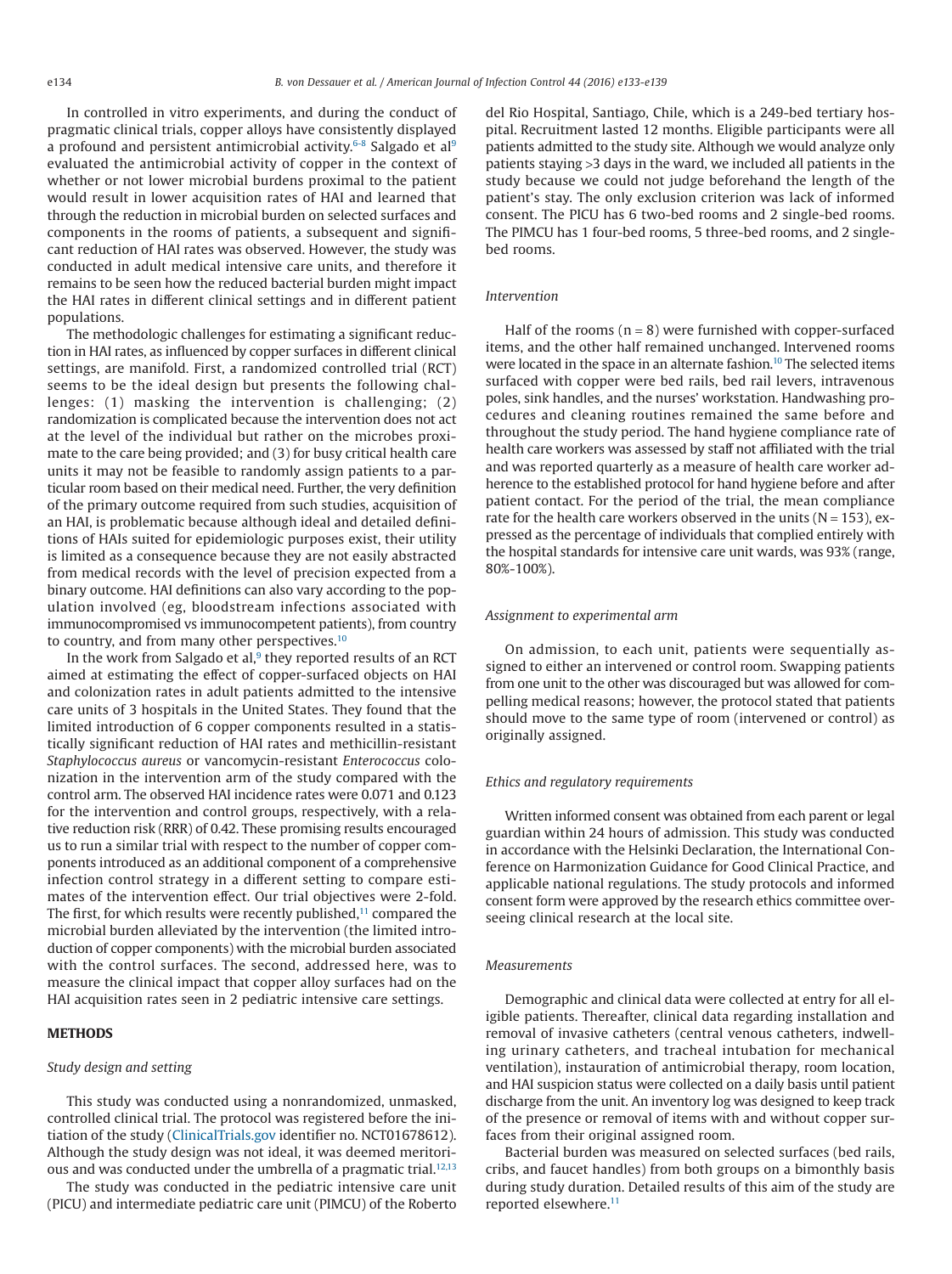In controlled in vitro experiments, and during the conduct of pragmatic clinical trials, copper alloys have consistently displayed a profound and persistent antimicrobial activity.[6-8] Salgado et al[9] evaluated the antimicrobial activity of copper in the context of whether or not lower microbial burdens proximal to the patient would result in lower acquisition rates of HAI and learned that through the reduction in microbial burden on selected surfaces and components in the rooms of patients, a subsequent and significant reduction of HAI rates was observed. However, the study was conducted in adult medical intensive care units, and therefore it remains to be seen how the reduced bacterial burden might impact the HAI rates in different clinical settings and in different patient populations.

The methodologic challenges for estimating a significant reduction in HAI rates, as influenced by copper surfaces in different clinical settings, are manifold. First, a randomized controlled trial (RCT) seems to be the ideal design but presents the following challenges: (1) masking the intervention is challenging; (2) randomization is complicated because the intervention does not act at the level of the individual but rather on the microbes proximate to the care being provided; and (3) for busy critical health care units it may not be feasible to randomly assign patients to a particular room based on their medical need. Further, the very definition of the primary outcome required from such studies, acquisition of an HAI, is problematic because although ideal and detailed definitions of HAIs suited for epidemiologic purposes exist, their utility is limited as a consequence because they are not easily abstracted from medical records with the level of precision expected from a binary outcome. HAI definitions can also vary according to the population involved (eg, bloodstream infections associated with immunocompromised vs immunocompetent patients), from country to country, and from many other perspectives.[10]

In the work from Salgado et al,[9] they reported results of an RCT aimed at estimating the effect of copper-surfaced objects on HAI and colonization rates in adult patients admitted to the intensive care units of 3 hospitals in the United States. They found that the limited introduction of 6 copper components resulted in a statistically significant reduction of HAI rates and methicillin-resistant *Staphylococcus aureus* or vancomycin-resistant *Enterococcus* colonization in the intervention arm of the study compared with the control arm. The observed HAI incidence rates were 0.071 and 0.123 for the intervention and control groups, respectively, with a relative reduction risk (RRR) of 0.42. These promising results encouraged us to run a similar trial with respect to the number of copper components introduced as an additional component of a comprehensive infection control strategy in a different setting to compare estimates of the intervention effect. Our trial objectives were 2-fold. The first, for which results were recently published,[11] compared the microbial burden alleviated by the intervention (the limited introduction of copper components) with the microbial burden associated with the control surfaces. The second, addressed here, was to measure the clinical impact that copper alloy surfaces had on the HAI acquisition rates seen in 2 pediatric intensive care settings.

## METHODS

### *Study design and setting*

This study was conducted using a nonrandomized, unmasked, controlled clinical trial. The protocol was registered before the initiation of the study (ClinicalTrials.gov identifier no. NCT01678612). Although the study design was not ideal, it was deemed meritorious and was conducted under the umbrella of a pragmatic trial.[12,13]

The study was conducted in the pediatric intensive care unit (PICU) and intermediate pediatric care unit (PIMCU) of the Roberto del Rio Hospital, Santiago, Chile, which is a 249-bed tertiary hospital. Recruitment lasted 12 months. Eligible participants were all patients admitted to the study site. Although we would analyze only patients staying >3 days in the ward, we included all patients in the study because we could not judge beforehand the length of the patient's stay. The only exclusion criterion was lack of informed consent. The PICU has 6 two-bed rooms and 2 single-bed rooms. The PIMCU has 1 four-bed rooms, 5 three-bed rooms, and 2 single-bed rooms.

### *Intervention*

Half of the rooms (n = 8) were furnished with copper-surfaced items, and the other half remained unchanged. Intervened rooms were located in the space in an alternate fashion.[10] The selected items surfaced with copper were bed rails, bed rail levers, intravenous poles, sink handles, and the nurses' workstation. Handwashing procedures and cleaning routines remained the same before and throughout the study period. The hand hygiene compliance rate of health care workers was assessed by staff not affiliated with the trial and was reported quarterly as a measure of health care worker adherence to the established protocol for hand hygiene before and after patient contact. For the period of the trial, the mean compliance rate for the health care workers observed in the units (N = 153), expressed as the percentage of individuals that complied entirely with the hospital standards for intensive care unit wards, was 93% (range, 80%-100%).

### *Assignment to experimental arm*

On admission, to each unit, patients were sequentially assigned to either an intervened or control room. Swapping patients from one unit to the other was discouraged but was allowed for compelling medical reasons; however, the protocol stated that patients should move to the same type of room (intervened or control) as originally assigned.

### *Ethics and regulatory requirements*

Written informed consent was obtained from each parent or legal guardian within 24 hours of admission. This study was conducted in accordance with the Helsinki Declaration, the International Conference on Harmonization Guidance for Good Clinical Practice, and applicable national regulations. The study protocols and informed consent form were approved by the research ethics committee overseeing clinical research at the local site.

### *Measurements*

Demographic and clinical data were collected at entry for all eligible patients. Thereafter, clinical data regarding installation and removal of invasive catheters (central venous catheters, indwelling urinary catheters, and tracheal intubation for mechanical ventilation), instauration of antimicrobial therapy, room location, and HAI suspicion status were collected on a daily basis until patient discharge from the unit. An inventory log was designed to keep track of the presence or removal of items with and without copper surfaces from their original assigned room.

Bacterial burden was measured on selected surfaces (bed rails, cribs, and faucet handles) from both groups on a bimonthly basis during study duration. Detailed results of this aim of the study are reported elsewhere.[11]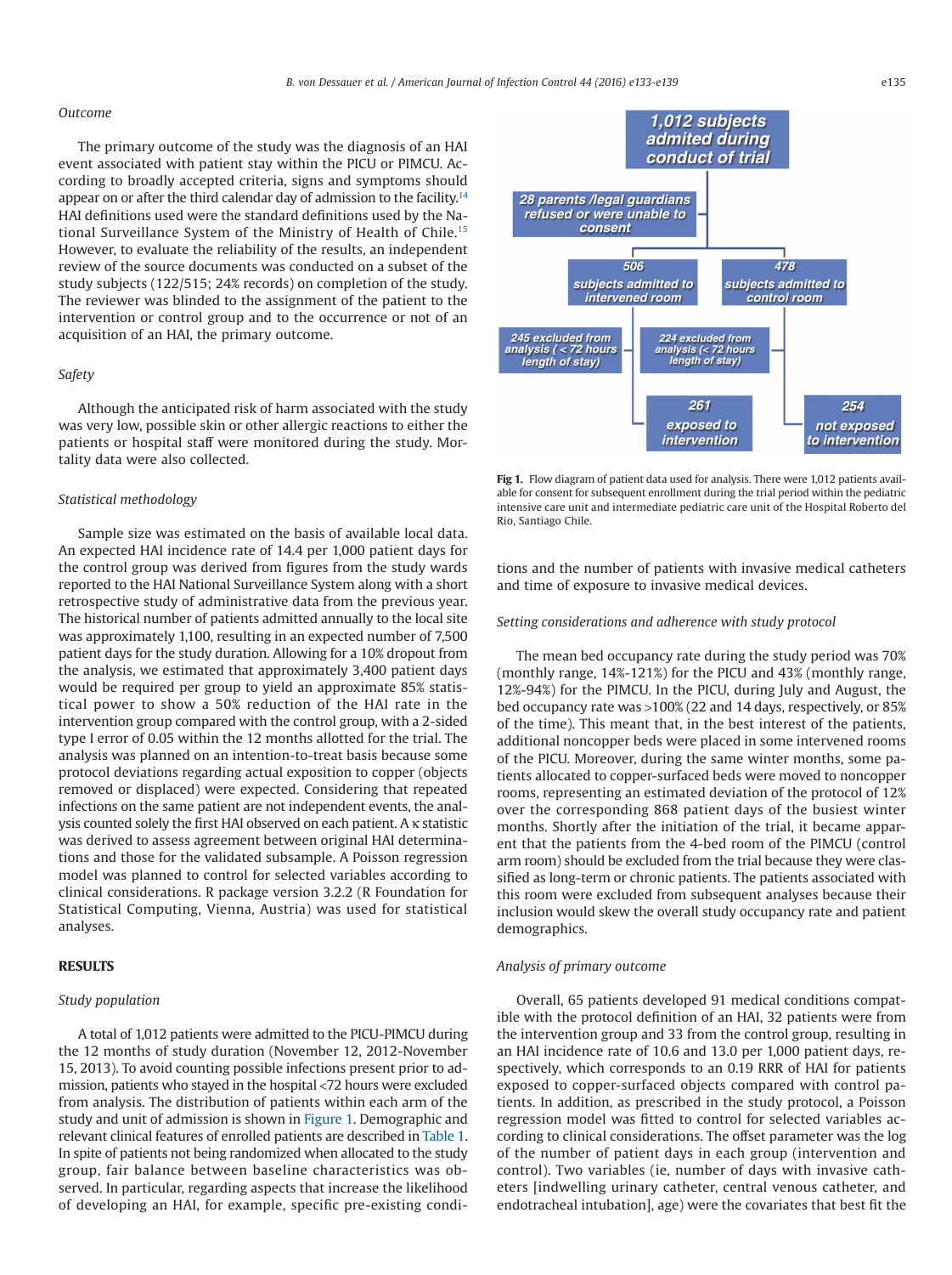### Outcome

The primary outcome of the study was the diagnosis of an HAI event associated with patient stay within the PICU or PIMCU. According to broadly accepted criteria, signs and symptoms should appear on or after the third calendar day of admission to the facility.[14] HAI definitions used were the standard definitions used by the National Surveillance System of the Ministry of Health of Chile.[15] However, to evaluate the reliability of the results, an independent review of the source documents was conducted on a subset of the study subjects (122/515; 24% records) on completion of the study. The reviewer was blinded to the assignment of the patient to the intervention or control group and to the occurrence or not of an acquisition of an HAI, the primary outcome.

### Safety

Although the anticipated risk of harm associated with the study was very low, possible skin or other allergic reactions to either the patients or hospital staff were monitored during the study. Mortality data were also collected.

### Statistical methodology

Sample size was estimated on the basis of available local data. An expected HAI incidence rate of 14.4 per 1,000 patient days for the control group was derived from figures from the study wards reported to the HAI National Surveillance System along with a short retrospective study of administrative data from the previous year. The historical number of patients admitted annually to the local site was approximately 1,100, resulting in an expected number of 7,500 patient days for the study duration. Allowing for a 10% dropout from the analysis, we estimated that approximately 3,400 patient days would be required per group to yield an approximate 85% statistical power to show a 50% reduction of the HAI rate in the intervention group compared with the control group, with a 2-sided type I error of 0.05 within the 12 months allotted for the trial. The analysis was planned on an intention-to-treat basis because some protocol deviations regarding actual exposition to copper (objects removed or displaced) were expected. Considering that repeated infections on the same patient are not independent events, the analysis counted solely the first HAI observed on each patient. A κ statistic was derived to assess agreement between original HAI determinations and those for the validated subsample. A Poisson regression model was planned to control for selected variables according to clinical considerations. R package version 3.2.2 (R Foundation for Statistical Computing, Vienna, Austria) was used for statistical analyses.

## RESULTS

### Study population

A total of 1,012 patients were admitted to the PICU-PIMCU during the 12 months of study duration (November 12, 2012-November 15, 2013). To avoid counting possible infections present prior to admission, patients who stayed in the hospital <72 hours were excluded from analysis. The distribution of patients within each arm of the study and unit of admission is shown in Figure 1. Demographic and relevant clinical features of enrolled patients are described in Table 1. In spite of patients not being randomized when allocated to the study group, fair balance between baseline characteristics was observed. In particular, regarding aspects that increase the likelihood of developing an HAI, for example, specific pre-existing conditions and the number of patients with invasive medical catheters and time of exposure to invasive medical devices.

1,012 subjects admited during conduct of trial → 28 parents /legal guardians refused or were unable to consent → 506 subjects admitted to intervened room; 478 subjects admitted to control room → 245 excluded from analysis (< 72 hours length of stay); 224 excluded from analysis (< 72 hours length of stay) → 261 exposed to intervention; 254 not exposed to intervention

**Fig 1.** Flow diagram of patient data used for analysis. There were 1,012 patients available for consent for subsequent enrollment during the trial period within the pediatric intensive care unit and intermediate pediatric care unit of the Hospital Roberto del Rio, Santiago Chile.

### Setting considerations and adherence with study protocol

The mean bed occupancy rate during the study period was 70% (monthly range, 14%-121%) for the PICU and 43% (monthly range, 12%-94%) for the PIMCU. In the PICU, during July and August, the bed occupancy rate was >100% (22 and 14 days, respectively, or 85% of the time). This meant that, in the best interest of the patients, additional noncopper beds were placed in some intervened rooms of the PICU. Moreover, during the same winter months, some patients allocated to copper-surfaced beds were moved to noncopper rooms, representing an estimated deviation of the protocol of 12% over the corresponding 868 patient days of the busiest winter months. Shortly after the initiation of the trial, it became apparent that the patients from the 4-bed room of the PIMCU (control arm room) should be excluded from the trial because they were classified as long-term or chronic patients. The patients associated with this room were excluded from subsequent analyses because their inclusion would skew the overall study occupancy rate and patient demographics.

### Analysis of primary outcome

Overall, 65 patients developed 91 medical conditions compatible with the protocol definition of an HAI, 32 patients were from the intervention group and 33 from the control group, resulting in an HAI incidence rate of 10.6 and 13.0 per 1,000 patient days, respectively, which corresponds to an 0.19 RRR of HAI for patients exposed to copper-surfaced objects compared with control patients. In addition, as prescribed in the study protocol, a Poisson regression model was fitted to control for selected variables according to clinical considerations. The offset parameter was the log of the number of patient days in each group (intervention and control). Two variables (ie, number of days with invasive catheters [indwelling urinary catheter, central venous catheter, and endotracheal intubation], age) were the covariates that best fit the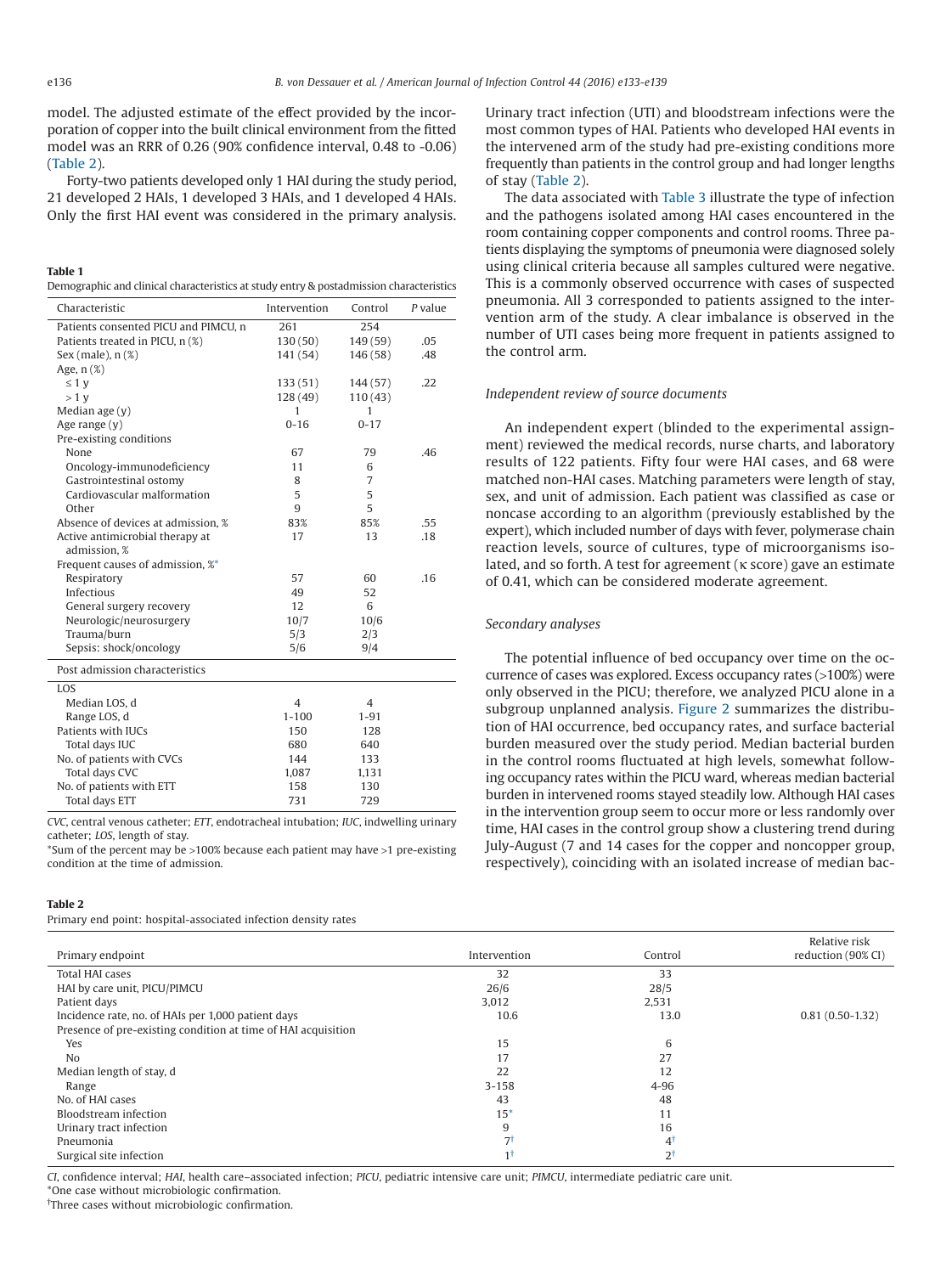model. The adjusted estimate of the effect provided by the incorporation of copper into the built clinical environment from the fitted model was an RRR of 0.26 (90% confidence interval, 0.48 to -0.06) (Table 2).

Forty-two patients developed only 1 HAI during the study period, 21 developed 2 HAIs, 1 developed 3 HAIs, and 1 developed 4 HAIs. Only the first HAI event was considered in the primary analysis. Urinary tract infection (UTI) and bloodstream infections were the most common types of HAI. Patients who developed HAI events in the intervened arm of the study had pre-existing conditions more frequently than patients in the control group and had longer lengths of stay (Table 2).

The data associated with Table 3 illustrate the type of infection and the pathogens isolated among HAI cases encountered in the room containing copper components and control rooms. Three patients displaying the symptoms of pneumonia were diagnosed solely using clinical criteria because all samples cultured were negative. This is a commonly observed occurrence with cases of suspected pneumonia. All 3 corresponded to patients assigned to the intervention arm of the study. A clear imbalance is observed in the number of UTI cases being more frequent in patients assigned to the control arm.

**Table 1**

Demographic and clinical characteristics at study entry & postadmission characteristics

| Characteristic | Intervention | Control | P value |
|---|---|---|---|
| Patients consented PICU and PIMCU, n | 261 | 254 | |
| Patients treated in PICU, n (%) | 130 (50) | 149 (59) | .05 |
| Sex (male), n (%) | 141 (54) | 146 (58) | .48 |
| Age, n (%) | | | |
| ≤ 1 y | 133 (51) | 144 (57) | .22 |
| > 1 y | 128 (49) | 110 (43) | |
| Median age (y) | 1 | 1 | |
| Age range (y) | 0-16 | 0-17 | |
| Pre-existing conditions | | | |
| None | 67 | 79 | .46 |
| Oncology-immunodeficiency | 11 | 6 | |
| Gastrointestinal ostomy | 8 | 7 | |
| Cardiovascular malformation | 5 | 5 | |
| Other | 9 | 5 | |
| Absence of devices at admission, % | 83% | 85% | .55 |
| Active antimicrobial therapy at admission, % | 17 | 13 | .18 |
| Frequent causes of admission, %* | | | |
| Respiratory | 57 | 60 | .16 |
| Infectious | 49 | 52 | |
| General surgery recovery | 12 | 6 | |
| Neurologic/neurosurgery | 10/7 | 10/6 | |
| Trauma/burn | 5/3 | 2/3 | |
| Sepsis: shock/oncology | 5/6 | 9/4 | |
| Post admission characteristics | | | |
| LOS | | | |
| Median LOS, d | 4 | 4 | |
| Range LOS, d | 1-100 | 1-91 | |
| Patients with IUCs | 150 | 128 | |
| Total days IUC | 680 | 640 | |
| No. of patients with CVCs | 144 | 133 | |
| Total days CVC | 1,087 | 1,131 | |
| No. of patients with ETT | 158 | 130 | |
| Total days ETT | 731 | 729 | |

*CVC*, central venous catheter; *ETT*, endotracheal intubation; *IUC*, indwelling urinary catheter; *LOS*, length of stay.

*Sum of the percent may be >100% because each patient may have >1 pre-existing condition at the time of admission.

### Independent review of source documents

An independent expert (blinded to the experimental assignment) reviewed the medical records, nurse charts, and laboratory results of 122 patients. Fifty four were HAI cases, and 68 were matched non-HAI cases. Matching parameters were length of stay, sex, and unit of admission. Each patient was classified as case or noncase according to an algorithm (previously established by the expert), which included number of days with fever, polymerase chain reaction levels, source of cultures, type of microorganisms isolated, and so forth. A test for agreement (κ score) gave an estimate of 0.41, which can be considered moderate agreement.

### Secondary analyses

The potential influence of bed occupancy over time on the occurrence of cases was explored. Excess occupancy rates (>100%) were only observed in the PICU; therefore, we analyzed PICU alone in a subgroup unplanned analysis. Figure 2 summarizes the distribution of HAI occurrence, bed occupancy rates, and surface bacterial burden measured over the study period. Median bacterial burden in the control rooms fluctuated at high levels, somewhat following occupancy rates within the PICU ward, whereas median bacterial burden in intervened rooms stayed steadily low. Although HAI cases in the intervention group seem to occur more or less randomly over time, HAI cases in the control group show a clustering trend during July-August (7 and 14 cases for the copper and noncopper group, respectively), coinciding with an isolated increase of median bac-

**Table 2**

Primary end point: hospital-associated infection density rates

| Primary endpoint | Intervention | Control | Relative risk reduction (90% CI) |
|---|---|---|---|
| Total HAI cases | 32 | 33 | |
| HAI by care unit, PICU/PIMCU | 26/6 | 28/5 | |
| Patient days | 3,012 | 2,531 | |
| Incidence rate, no. of HAIs per 1,000 patient days | 10.6 | 13.0 | 0.81 (0.50-1.32) |
| Presence of pre-existing condition at time of HAI acquisition | | | |
| Yes | 15 | 6 | |
| No | 17 | 27 | |
| Median length of stay, d | 22 | 12 | |
| Range | 3-158 | 4-96 | |
| No. of HAI cases | 43 | 48 | |
| Bloodstream infection | 15* | 11 | |
| Urinary tract infection | 9 | 16 | |
| Pneumonia | 7† | 4† | |
| Surgical site infection | 1† | 2† | |

*CI*, confidence interval; *HAI*, health care–associated infection; *PICU*, pediatric intensive care unit; *PIMCU*, intermediate pediatric care unit.

*One case without microbiologic confirmation.

†Three cases without microbiologic confirmation.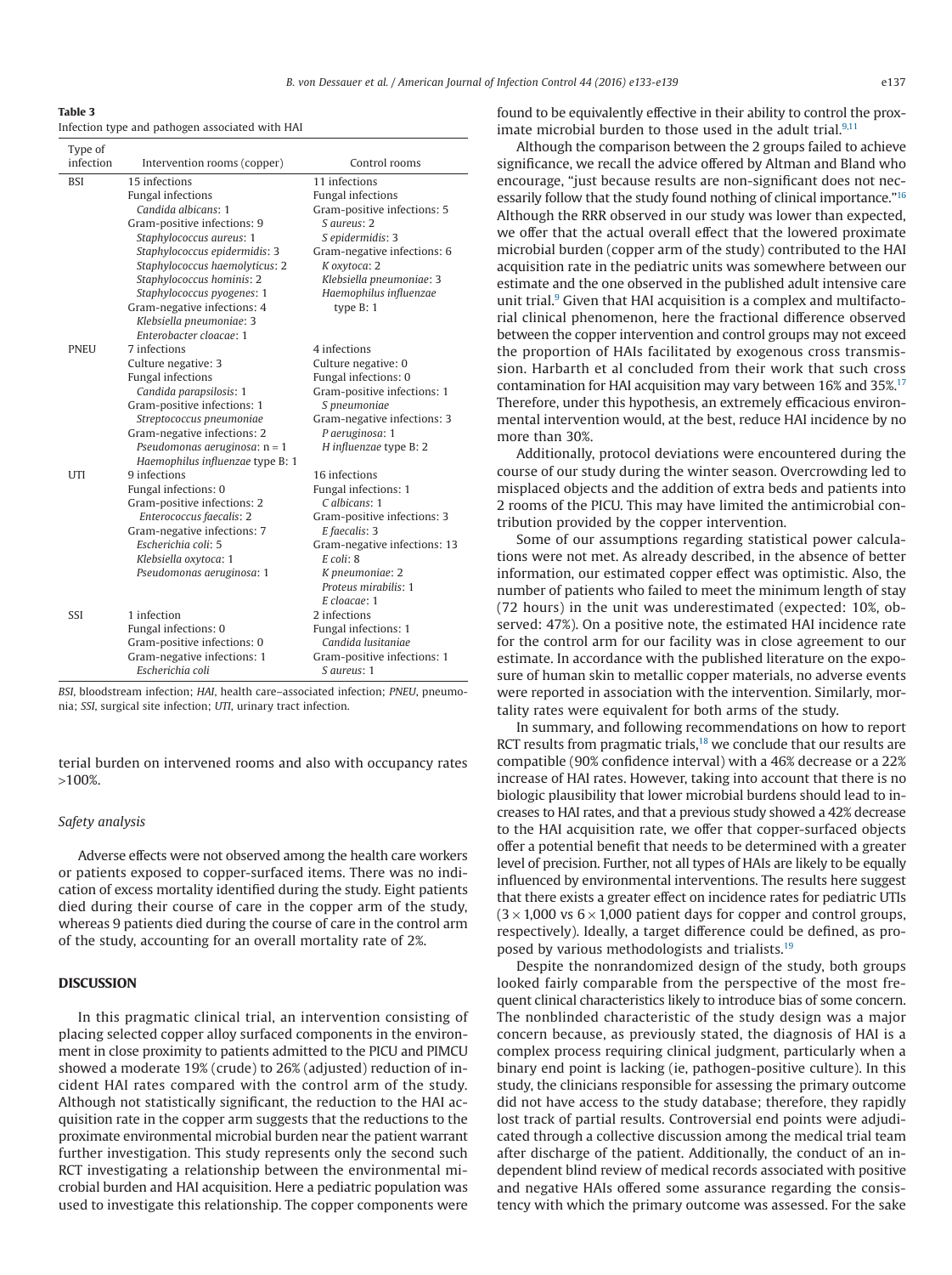**Table 3**
Infection type and pathogen associated with HAI

| Type of infection | Intervention rooms (copper) | Control rooms |
|---|---|---|
| BSI | 15 infections | 11 infections |
| | Fungal infections | Fungal infections |
| | *Candida albicans*: 1 | Gram-positive infections: 5 |
| | Gram-positive infections: 9 | *S aureus*: 2 |
| | *Staphylococcus aureus*: 1 | *S epidermidis*: 3 |
| | *Staphylococcus epidermidis*: 3 | Gram-negative infections: 6 |
| | *Staphylococcus haemolyticus*: 2 | *K oxytoca*: 2 |
| | *Staphylococcus hominis*: 2 | *Klebsiella pneumoniae*: 3 |
| | *Staphylococcus pyogenes*: 1 | *Haemophilus influenzae* type B: 1 |
| | Gram-negative infections: 4 | |
| | *Klebsiella pneumoniae*: 3 | |
| | *Enterobacter cloacae*: 1 | |
| PNEU | 7 infections | 4 infections |
| | Culture negative: 3 | Culture negative: 0 |
| | Fungal infections | Fungal infections: 0 |
| | *Candida parapsilosis*: 1 | Gram-positive infections: 1 |
| | Gram-positive infections: 1 | *S pneumoniae* |
| | *Streptococcus pneumoniae* | Gram-negative infections: 3 |
| | Gram-negative infections: 2 | *P aeruginosa*: 1 |
| | *Pseudomonas aeruginosa*: n = 1 | *H influenzae* type B: 2 |
| | *Haemophilus influenzae* type B: 1 | |
| UTI | 9 infections | 16 infections |
| | Fungal infections: 0 | Fungal infections: 1 |
| | Gram-positive infections: 2 | *C albicans*: 1 |
| | *Enterococcus faecalis*: 2 | Gram-positive infections: 3 |
| | Gram-negative infections: 7 | *E faecalis*: 3 |
| | *Escherichia coli*: 5 | Gram-negative infections: 13 |
| | *Klebsiella oxytoca*: 1 | *E coli*: 8 |
| | *Pseudomonas aeruginosa*: 1 | *K pneumoniae*: 2 |
| | | *Proteus mirabilis*: 1 |
| | | *E cloacae*: 1 |
| SSI | 1 infection | 2 infections |
| | Fungal infections: 0 | Fungal infections: 1 |
| | Gram-positive infections: 0 | *Candida lusitaniae* |
| | Gram-negative infections: 1 | Gram-positive infections: 1 |
| | *Escherichia coli* | *S aureus*: 1 |

*BSI*, bloodstream infection; *HAI*, health care–associated infection; *PNEU*, pneumonia; *SSI*, surgical site infection; *UTI*, urinary tract infection.

terial burden on intervened rooms and also with occupancy rates >100%.

### Safety analysis

Adverse effects were not observed among the health care workers or patients exposed to copper-surfaced items. There was no indication of excess mortality identified during the study. Eight patients died during their course of care in the copper arm of the study, whereas 9 patients died during the course of care in the control arm of the study, accounting for an overall mortality rate of 2%.

## DISCUSSION

In this pragmatic clinical trial, an intervention consisting of placing selected copper alloy surfaced components in the environment in close proximity to patients admitted to the PICU and PIMCU showed a moderate 19% (crude) to 26% (adjusted) reduction of incident HAI rates compared with the control arm of the study. Although not statistically significant, the reduction to the HAI acquisition rate in the copper arm suggests that the reductions to the proximate environmental microbial burden near the patient warrant further investigation. This study represents only the second such RCT investigating a relationship between the environmental microbial burden and HAI acquisition. Here a pediatric population was used to investigate this relationship. The copper components were found to be equivalently effective in their ability to control the proximate microbial burden to those used in the adult trial.[9,11]

Although the comparison between the 2 groups failed to achieve significance, we recall the advice offered by Altman and Bland who encourage, "just because results are non-significant does not necessarily follow that the study found nothing of clinical importance."[16] Although the RRR observed in our study was lower than expected, we offer that the actual overall effect that the lowered proximate microbial burden (copper arm of the study) contributed to the HAI acquisition rate in the pediatric units was somewhere between our estimate and the one observed in the published adult intensive care unit trial.[9] Given that HAI acquisition is a complex and multifactorial clinical phenomenon, here the fractional difference observed between the copper intervention and control groups may not exceed the proportion of HAIs facilitated by exogenous cross transmission. Harbarth et al concluded from their work that such cross contamination for HAI acquisition may vary between 16% and 35%.[17] Therefore, under this hypothesis, an extremely efficacious environmental intervention would, at the best, reduce HAI incidence by no more than 30%.

Additionally, protocol deviations were encountered during the course of our study during the winter season. Overcrowding led to misplaced objects and the addition of extra beds and patients into 2 rooms of the PICU. This may have limited the antimicrobial contribution provided by the copper intervention.

Some of our assumptions regarding statistical power calculations were not met. As already described, in the absence of better information, our estimated copper effect was optimistic. Also, the number of patients who failed to meet the minimum length of stay (72 hours) in the unit was underestimated (expected: 10%, observed: 47%). On a positive note, the estimated HAI incidence rate for the control arm for our facility was in close agreement to our estimate. In accordance with the published literature on the exposure of human skin to metallic copper materials, no adverse events were reported in association with the intervention. Similarly, mortality rates were equivalent for both arms of the study.

In summary, and following recommendations on how to report RCT results from pragmatic trials,[18] we conclude that our results are compatible (90% confidence interval) with a 46% decrease or a 22% increase of HAI rates. However, taking into account that there is no biologic plausibility that lower microbial burdens should lead to increases to HAI rates, and that a previous study showed a 42% decrease to the HAI acquisition rate, we offer that copper-surfaced objects offer a potential benefit that needs to be determined with a greater level of precision. Further, not all types of HAIs are likely to be equally influenced by environmental interventions. The results here suggest that there exists a greater effect on incidence rates for pediatric UTIs ($3 \times 1{,}000$ vs $6 \times 1{,}000$ patient days for copper and control groups, respectively). Ideally, a target difference could be defined, as proposed by various methodologists and trialists.[19]

Despite the nonrandomized design of the study, both groups looked fairly comparable from the perspective of the most frequent clinical characteristics likely to introduce bias of some concern. The nonblinded characteristic of the study design was a major concern because, as previously stated, the diagnosis of HAI is a complex process requiring clinical judgment, particularly when a binary end point is lacking (ie, pathogen-positive culture). In this study, the clinicians responsible for assessing the primary outcome did not have access to the study database; therefore, they rapidly lost track of partial results. Controversial end points were adjudicated through a collective discussion among the medical trial team after discharge of the patient. Additionally, the conduct of an independent blind review of medical records associated with positive and negative HAIs offered some assurance regarding the consistency with which the primary outcome was assessed. For the sake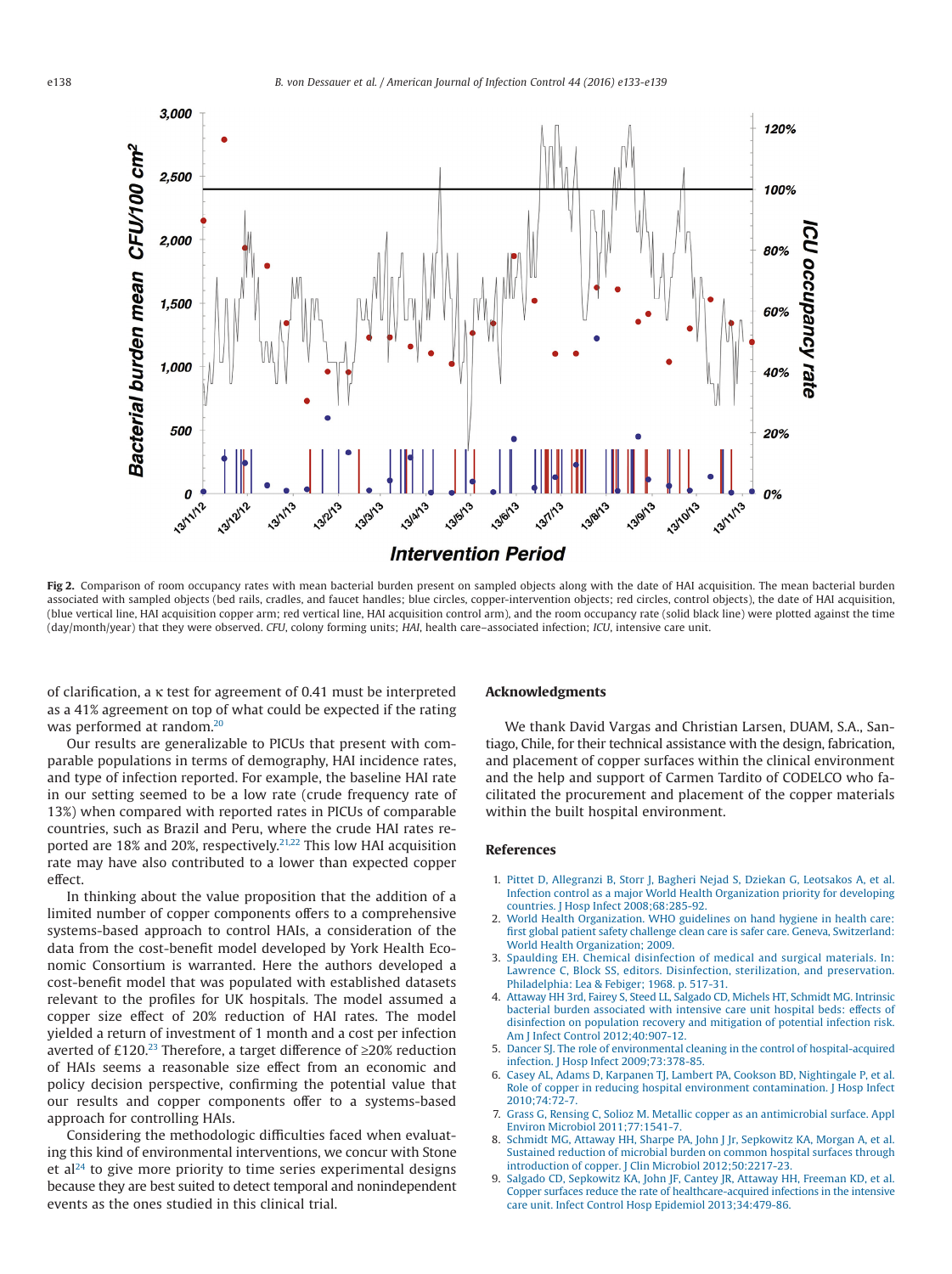Fig 2. Comparison of room occupancy rates with mean bacterial burden present on sampled objects along with the date of HAI acquisition. The mean bacterial burden associated with sampled objects (bed rails, cradles, and faucet handles; blue circles, copper-intervention objects; red circles, control objects), the date of HAI acquisition, (blue vertical line, HAI acquisition copper arm; red vertical line, HAI acquisition control arm), and the room occupancy rate (solid black line) were plotted against the time (day/month/year) that they were observed. *CFU*, colony forming units; *HAI*, health care–associated infection; *ICU*, intensive care unit.

of clarification, a κ test for agreement of 0.41 must be interpreted as a 41% agreement on top of what could be expected if the rating was performed at random.[20]

Our results are generalizable to PICUs that present with comparable populations in terms of demography, HAI incidence rates, and type of infection reported. For example, the baseline HAI rate in our setting seemed to be a low rate (crude frequency rate of 13%) when compared with reported rates in PICUs of comparable countries, such as Brazil and Peru, where the crude HAI rates reported are 18% and 20%, respectively.[21,22] This low HAI acquisition rate may have also contributed to a lower than expected copper effect.

In thinking about the value proposition that the addition of a limited number of copper components offers to a comprehensive systems-based approach to control HAIs, a consideration of the data from the cost-benefit model developed by York Health Economic Consortium is warranted. Here the authors developed a cost-benefit model that was populated with established datasets relevant to the profiles for UK hospitals. The model assumed a copper size effect of 20% reduction of HAI rates. The model yielded a return of investment of 1 month and a cost per infection averted of £120.[23] Therefore, a target difference of ≥20% reduction of HAIs seems a reasonable size effect from an economic and policy decision perspective, confirming the potential value that our results and copper components offer to a systems-based approach for controlling HAIs.

Considering the methodologic difficulties faced when evaluating this kind of environmental interventions, we concur with Stone et al[24] to give more priority to time series experimental designs because they are best suited to detect temporal and nonindependent events as the ones studied in this clinical trial.

## Acknowledgments

We thank David Vargas and Christian Larsen, DUAM, S.A., Santiago, Chile, for their technical assistance with the design, fabrication, and placement of copper surfaces within the clinical environment and the help and support of Carmen Tardito of CODELCO who facilitated the procurement and placement of the copper materials within the built hospital environment.

## References

1. Pittet D, Allegranzi B, Storr J, Bagheri Nejad S, Dziekan G, Leotsakos A, et al. Infection control as a major World Health Organization priority for developing countries. J Hosp Infect 2008;68:285-92.
2. World Health Organization. WHO guidelines on hand hygiene in health care: first global patient safety challenge clean care is safer care. Geneva, Switzerland: World Health Organization; 2009.
3. Spaulding EH. Chemical disinfection of medical and surgical materials. In: Lawrence C, Block SS, editors. Disinfection, sterilization, and preservation. Philadelphia: Lea & Febiger; 1968. p. 517-31.
4. Attaway HH 3rd, Fairey S, Steed LL, Salgado CD, Michels HT, Schmidt MG. Intrinsic bacterial burden associated with intensive care unit hospital beds: effects of disinfection on population recovery and mitigation of potential infection risk. Am J Infect Control 2012;40:907-12.
5. Dancer SJ. The role of environmental cleaning in the control of hospital-acquired infection. J Hosp Infect 2009;73:378-85.
6. Casey AL, Adams D, Karpanen TJ, Lambert PA, Cookson BD, Nightingale P, et al. Role of copper in reducing hospital environment contamination. J Hosp Infect 2010;74:72-7.
7. Grass G, Rensing C, Solioz M. Metallic copper as an antimicrobial surface. Appl Environ Microbiol 2011;77:1541-7.
8. Schmidt MG, Attaway HH, Sharpe PA, John J Jr, Sepkowitz KA, Morgan A, et al. Sustained reduction of microbial burden on common hospital surfaces through introduction of copper. J Clin Microbiol 2012;50:2217-23.
9. Salgado CD, Sepkowitz KA, John JF, Cantey JR, Attaway HH, Freeman KD, et al. Copper surfaces reduce the rate of healthcare-acquired infections in the intensive care unit. Infect Control Hosp Epidemiol 2013;34:479-86.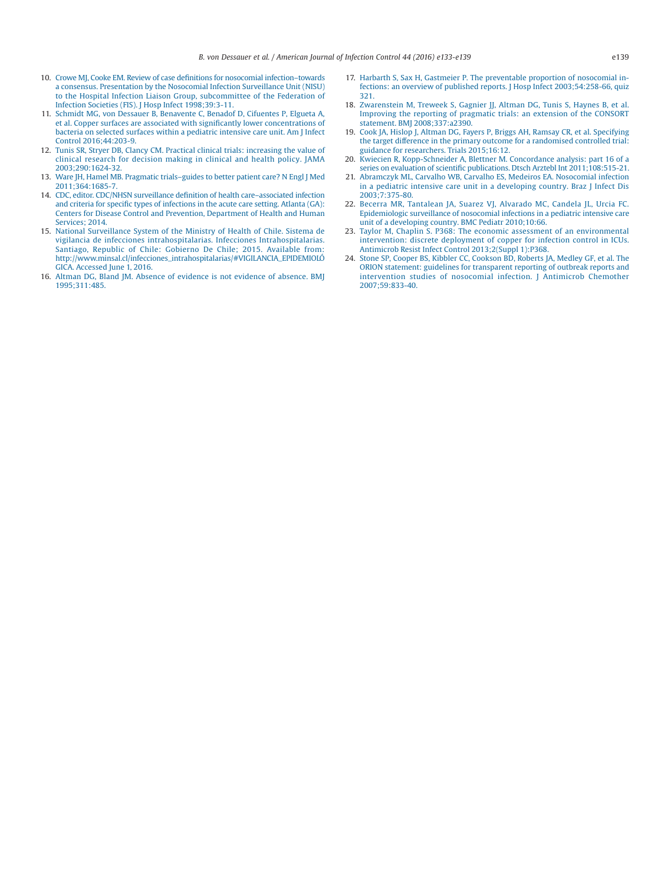10. Crowe MJ, Cooke EM. Review of case definitions for nosocomial infection–towards a consensus. Presentation by the Nosocomial Infection Surveillance Unit (NISU) to the Hospital Infection Liaison Group, subcommittee of the Federation of Infection Societies (FIS). J Hosp Infect 1998;39:3-11.
11. Schmidt MG, von Dessauer B, Benavente C, Benadof D, Cifuentes P, Elgueta A, et al. Copper surfaces are associated with significantly lower concentrations of bacteria on selected surfaces within a pediatric intensive care unit. Am J Infect Control 2016;44:203-9.
12. Tunis SR, Stryer DB, Clancy CM. Practical clinical trials: increasing the value of clinical research for decision making in clinical and health policy. JAMA 2003;290:1624-32.
13. Ware JH, Hamel MB. Pragmatic trials–guides to better patient care? N Engl J Med 2011;364:1685-7.
14. CDC, editor. CDC/NHSN surveillance definition of health care–associated infection and criteria for specific types of infections in the acute care setting. Atlanta (GA): Centers for Disease Control and Prevention, Department of Health and Human Services; 2014.
15. National Surveillance System of the Ministry of Health of Chile. Sistema de vigilancia de infecciones intrahospitalarias. Infecciones Intrahospitalarias. Santiago, Republic of Chile: Gobierno De Chile; 2015. Available from: http://www.minsal.cl/infecciones_intrahospitalarias/#VIGILANCIA_EPIDEMIOLÓGICA. Accessed June 1, 2016.
16. Altman DG, Bland JM. Absence of evidence is not evidence of absence. BMJ 1995;311:485.
17. Harbarth S, Sax H, Gastmeier P. The preventable proportion of nosocomial infections: an overview of published reports. J Hosp Infect 2003;54:258-66, quiz 321.
18. Zwarenstein M, Treweek S, Gagnier JJ, Altman DG, Tunis S, Haynes B, et al. Improving the reporting of pragmatic trials: an extension of the CONSORT statement. BMJ 2008;337:a2390.
19. Cook JA, Hislop J, Altman DG, Fayers P, Briggs AH, Ramsay CR, et al. Specifying the target difference in the primary outcome for a randomised controlled trial: guidance for researchers. Trials 2015;16:12.
20. Kwiecien R, Kopp-Schneider A, Blettner M. Concordance analysis: part 16 of a series on evaluation of scientific publications. Dtsch Arztebl Int 2011;108:515-21.
21. Abramczyk ML, Carvalho WB, Carvalho ES, Medeiros EA. Nosocomial infection in a pediatric intensive care unit in a developing country. Braz J Infect Dis 2003;7:375-80.
22. Becerra MR, Tantalean JA, Suarez VJ, Alvarado MC, Candela JL, Urcia FC. Epidemiologic surveillance of nosocomial infections in a pediatric intensive care unit of a developing country. BMC Pediatr 2010;10:66.
23. Taylor M, Chaplin S. P368: The economic assessment of an environmental intervention: discrete deployment of copper for infection control in ICUs. Antimicrob Resist Infect Control 2013;2(Suppl 1):P368.
24. Stone SP, Cooper BS, Kibbler CC, Cookson BD, Roberts JA, Medley GF, et al. The ORION statement: guidelines for transparent reporting of outbreak reports and intervention studies of nosocomial infection. J Antimicrob Chemother 2007;59:833-40.